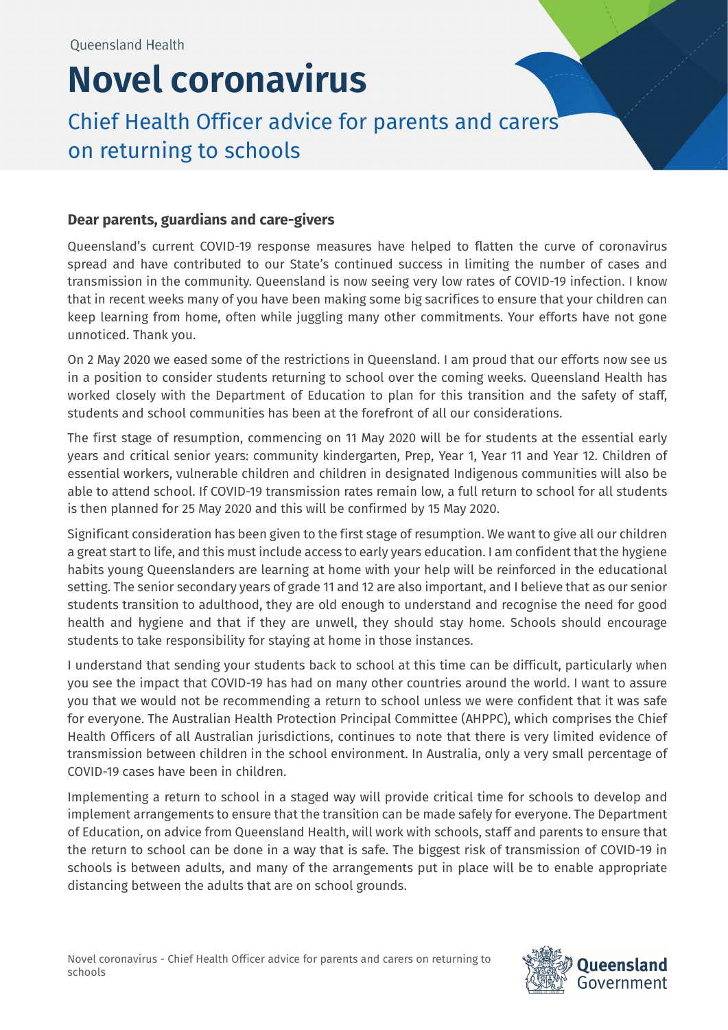Queensland Health

# Novel coronavirus

## Chief Health Officer advice for parents and carers on returning to schools

**Dear parents, guardians and care-givers**

Queensland's current COVID-19 response measures have helped to flatten the curve of coronavirus spread and have contributed to our State's continued success in limiting the number of cases and transmission in the community. Queensland is now seeing very low rates of COVID-19 infection. I know that in recent weeks many of you have been making some big sacrifices to ensure that your children can keep learning from home, often while juggling many other commitments. Your efforts have not gone unnoticed. Thank you.

On 2 May 2020 we eased some of the restrictions in Queensland. I am proud that our efforts now see us in a position to consider students returning to school over the coming weeks. Queensland Health has worked closely with the Department of Education to plan for this transition and the safety of staff, students and school communities has been at the forefront of all our considerations.

The first stage of resumption, commencing on 11 May 2020 will be for students at the essential early years and critical senior years: community kindergarten, Prep, Year 1, Year 11 and Year 12. Children of essential workers, vulnerable children and children in designated Indigenous communities will also be able to attend school. If COVID-19 transmission rates remain low, a full return to school for all students is then planned for 25 May 2020 and this will be confirmed by 15 May 2020.

Significant consideration has been given to the first stage of resumption. We want to give all our children a great start to life, and this must include access to early years education. I am confident that the hygiene habits young Queenslanders are learning at home with your help will be reinforced in the educational setting. The senior secondary years of grade 11 and 12 are also important, and I believe that as our senior students transition to adulthood, they are old enough to understand and recognise the need for good health and hygiene and that if they are unwell, they should stay home. Schools should encourage students to take responsibility for staying at home in those instances.

I understand that sending your students back to school at this time can be difficult, particularly when you see the impact that COVID-19 has had on many other countries around the world. I want to assure you that we would not be recommending a return to school unless we were confident that it was safe for everyone. The Australian Health Protection Principal Committee (AHPPC), which comprises the Chief Health Officers of all Australian jurisdictions, continues to note that there is very limited evidence of transmission between children in the school environment. In Australia, only a very small percentage of COVID-19 cases have been in children.

Implementing a return to school in a staged way will provide critical time for schools to develop and implement arrangements to ensure that the transition can be made safely for everyone. The Department of Education, on advice from Queensland Health, will work with schools, staff and parents to ensure that the return to school can be done in a way that is safe. The biggest risk of transmission of COVID-19 in schools is between adults, and many of the arrangements put in place will be to enable appropriate distancing between the adults that are on school grounds.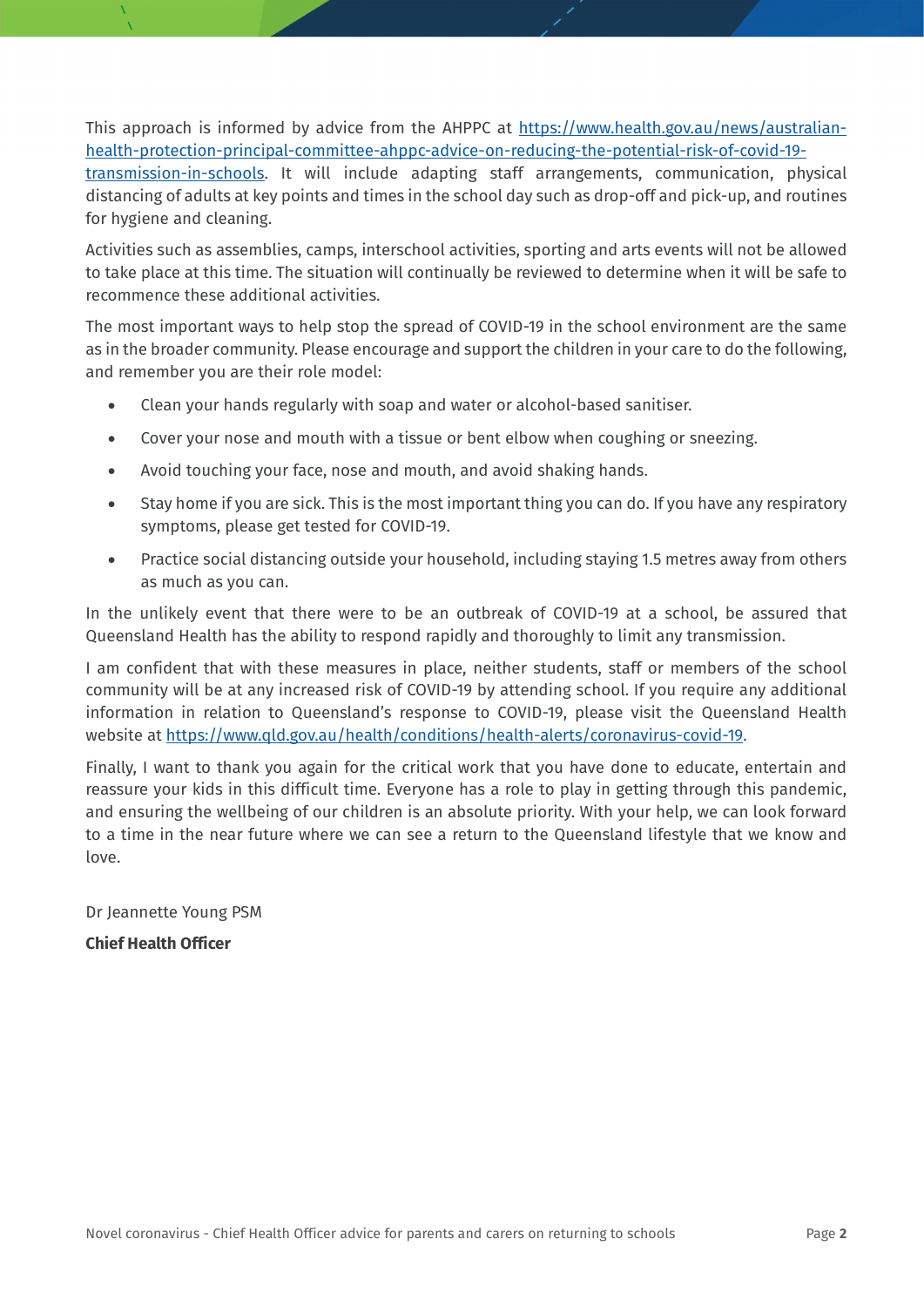This approach is informed by advice from the AHPPC at [https://www.health.gov.au/news/australian-health-protection-principal-committee-ahppc-advice-on-reducing-the-potential-risk-of-covid-19-transmission-in-schools](https://www.health.gov.au/news/australian-health-protection-principal-committee-ahppc-advice-on-reducing-the-potential-risk-of-covid-19-transmission-in-schools). It will include adapting staff arrangements, communication, physical distancing of adults at key points and times in the school day such as drop-off and pick-up, and routines for hygiene and cleaning.

Activities such as assemblies, camps, interschool activities, sporting and arts events will not be allowed to take place at this time. The situation will continually be reviewed to determine when it will be safe to recommence these additional activities.

The most important ways to help stop the spread of COVID-19 in the school environment are the same as in the broader community. Please encourage and support the children in your care to do the following, and remember you are their role model:

- Clean your hands regularly with soap and water or alcohol-based sanitiser.
- Cover your nose and mouth with a tissue or bent elbow when coughing or sneezing.
- Avoid touching your face, nose and mouth, and avoid shaking hands.
- Stay home if you are sick. This is the most important thing you can do. If you have any respiratory symptoms, please get tested for COVID-19.
- Practice social distancing outside your household, including staying 1.5 metres away from others as much as you can.

In the unlikely event that there were to be an outbreak of COVID-19 at a school, be assured that Queensland Health has the ability to respond rapidly and thoroughly to limit any transmission.

I am confident that with these measures in place, neither students, staff or members of the school community will be at any increased risk of COVID-19 by attending school. If you require any additional information in relation to Queensland's response to COVID-19, please visit the Queensland Health website at [https://www.qld.gov.au/health/conditions/health-alerts/coronavirus-covid-19](https://www.qld.gov.au/health/conditions/health-alerts/coronavirus-covid-19).

Finally, I want to thank you again for the critical work that you have done to educate, entertain and reassure your kids in this difficult time. Everyone has a role to play in getting through this pandemic, and ensuring the wellbeing of our children is an absolute priority. With your help, we can look forward to a time in the near future where we can see a return to the Queensland lifestyle that we know and love.

Dr Jeannette Young PSM

**Chief Health Officer**